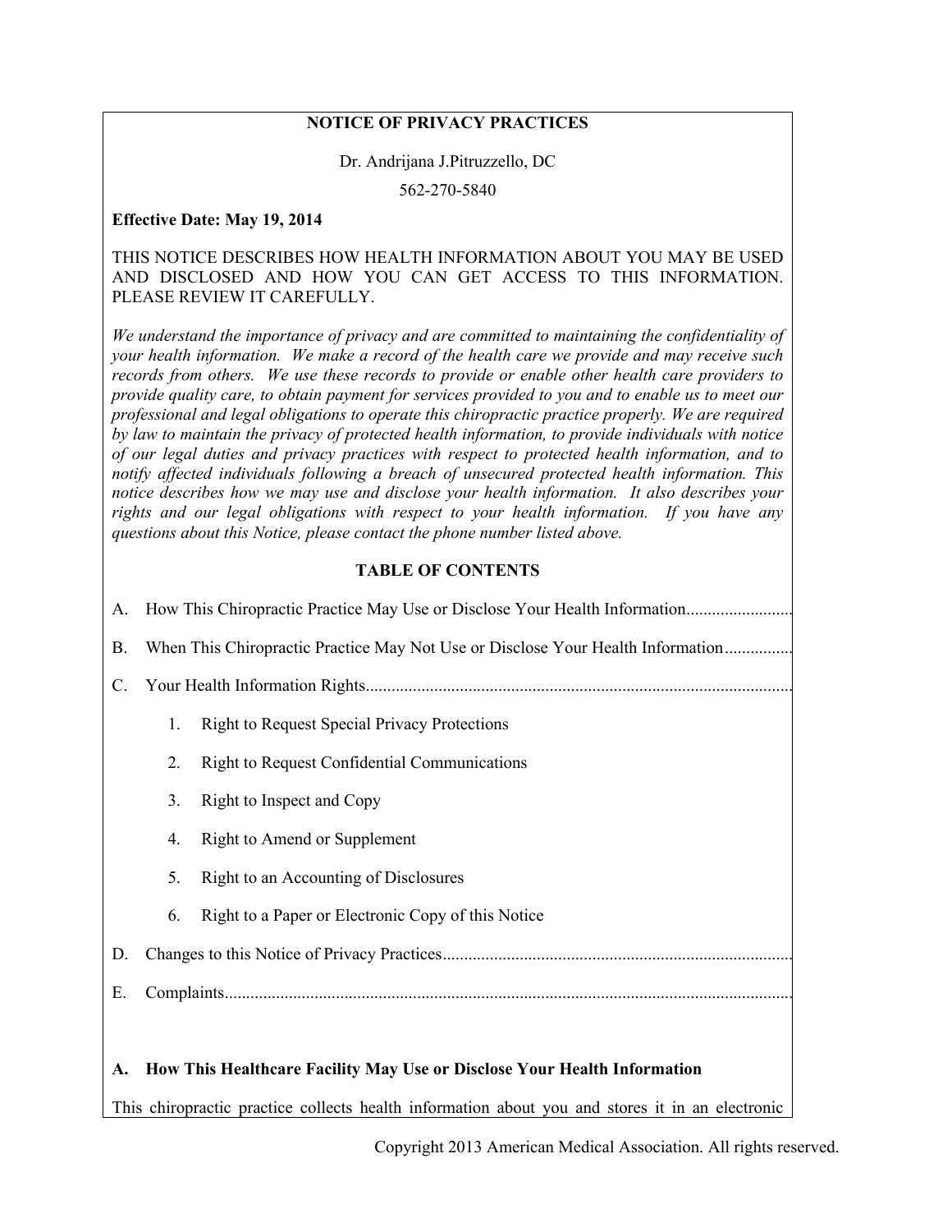# NOTICE OF PRIVACY PRACTICES

Dr. Andrijana J.Pitruzzello, DC

562-270-5840

**Effective Date: May 19, 2014**

THIS NOTICE DESCRIBES HOW HEALTH INFORMATION ABOUT YOU MAY BE USED AND DISCLOSED AND HOW YOU CAN GET ACCESS TO THIS INFORMATION. PLEASE REVIEW IT CAREFULLY.

*We understand the importance of privacy and are committed to maintaining the confidentiality of your health information. We make a record of the health care we provide and may receive such records from others. We use these records to provide or enable other health care providers to provide quality care, to obtain payment for services provided to you and to enable us to meet our professional and legal obligations to operate this chiropractic practice properly. We are required by law to maintain the privacy of protected health information, to provide individuals with notice of our legal duties and privacy practices with respect to protected health information, and to notify affected individuals following a breach of unsecured protected health information. This notice describes how we may use and disclose your health information. It also describes your rights and our legal obligations with respect to your health information. If you have any questions about this Notice, please contact the phone number listed above.*

## TABLE OF CONTENTS

A. How This Chiropractic Practice May Use or Disclose Your Health Information........................

B. When This Chiropractic Practice May Not Use or Disclose Your Health Information................

C. Your Health Information Rights....................................................................................................

1. Right to Request Special Privacy Protections
2. Right to Request Confidential Communications
3. Right to Inspect and Copy
4. Right to Amend or Supplement
5. Right to an Accounting of Disclosures
6. Right to a Paper or Electronic Copy of this Notice

D. Changes to this Notice of Privacy Practices.................................................................................

E. Complaints....................................................................................................................................

## A. How This Healthcare Facility May Use or Disclose Your Health Information

This chiropractic practice collects health information about you and stores it in an electronic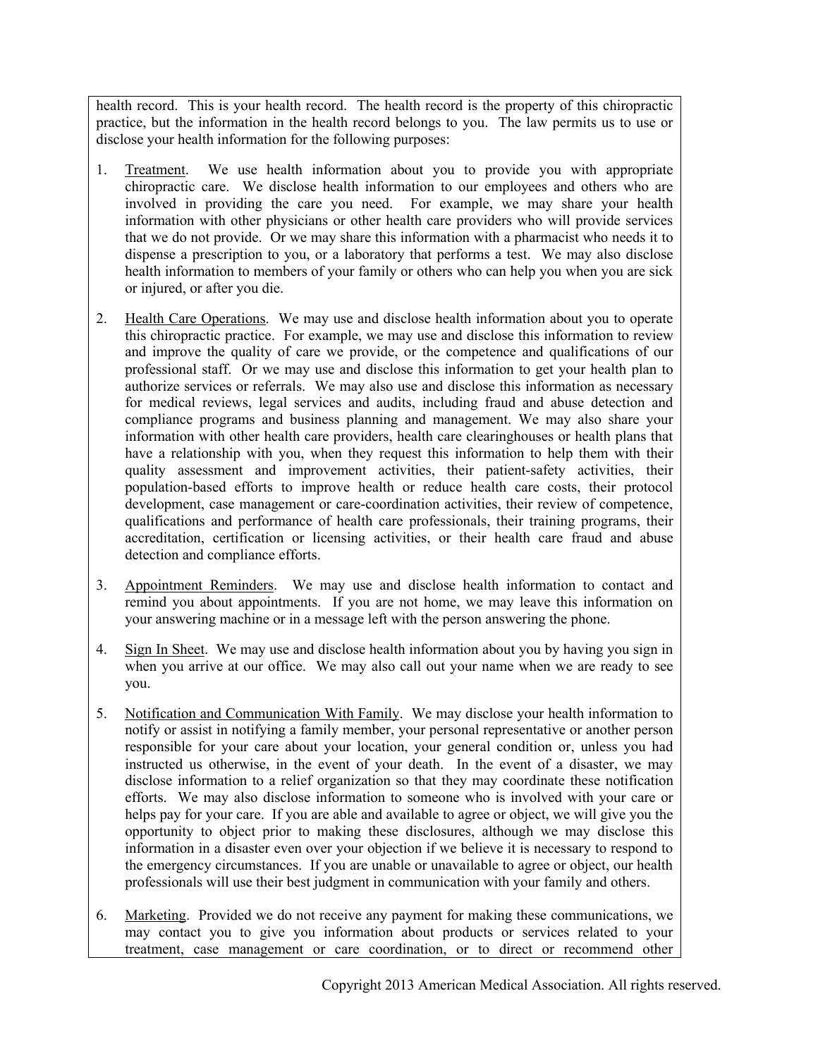health record. This is your health record. The health record is the property of this chiropractic practice, but the information in the health record belongs to you. The law permits us to use or disclose your health information for the following purposes:

1. Treatment. We use health information about you to provide you with appropriate chiropractic care. We disclose health information to our employees and others who are involved in providing the care you need. For example, we may share your health information with other physicians or other health care providers who will provide services that we do not provide. Or we may share this information with a pharmacist who needs it to dispense a prescription to you, or a laboratory that performs a test. We may also disclose health information to members of your family or others who can help you when you are sick or injured, or after you die.

2. Health Care Operations. We may use and disclose health information about you to operate this chiropractic practice. For example, we may use and disclose this information to review and improve the quality of care we provide, or the competence and qualifications of our professional staff. Or we may use and disclose this information to get your health plan to authorize services or referrals. We may also use and disclose this information as necessary for medical reviews, legal services and audits, including fraud and abuse detection and compliance programs and business planning and management. We may also share your information with other health care providers, health care clearinghouses or health plans that have a relationship with you, when they request this information to help them with their quality assessment and improvement activities, their patient-safety activities, their population-based efforts to improve health or reduce health care costs, their protocol development, case management or care-coordination activities, their review of competence, qualifications and performance of health care professionals, their training programs, their accreditation, certification or licensing activities, or their health care fraud and abuse detection and compliance efforts.

3. Appointment Reminders. We may use and disclose health information to contact and remind you about appointments. If you are not home, we may leave this information on your answering machine or in a message left with the person answering the phone.

4. Sign In Sheet. We may use and disclose health information about you by having you sign in when you arrive at our office. We may also call out your name when we are ready to see you.

5. Notification and Communication With Family. We may disclose your health information to notify or assist in notifying a family member, your personal representative or another person responsible for your care about your location, your general condition or, unless you had instructed us otherwise, in the event of your death. In the event of a disaster, we may disclose information to a relief organization so that they may coordinate these notification efforts. We may also disclose information to someone who is involved with your care or helps pay for your care. If you are able and available to agree or object, we will give you the opportunity to object prior to making these disclosures, although we may disclose this information in a disaster even over your objection if we believe it is necessary to respond to the emergency circumstances. If you are unable or unavailable to agree or object, our health professionals will use their best judgment in communication with your family and others.

6. Marketing. Provided we do not receive any payment for making these communications, we may contact you to give you information about products or services related to your treatment, case management or care coordination, or to direct or recommend other

Copyright 2013 American Medical Association. All rights reserved.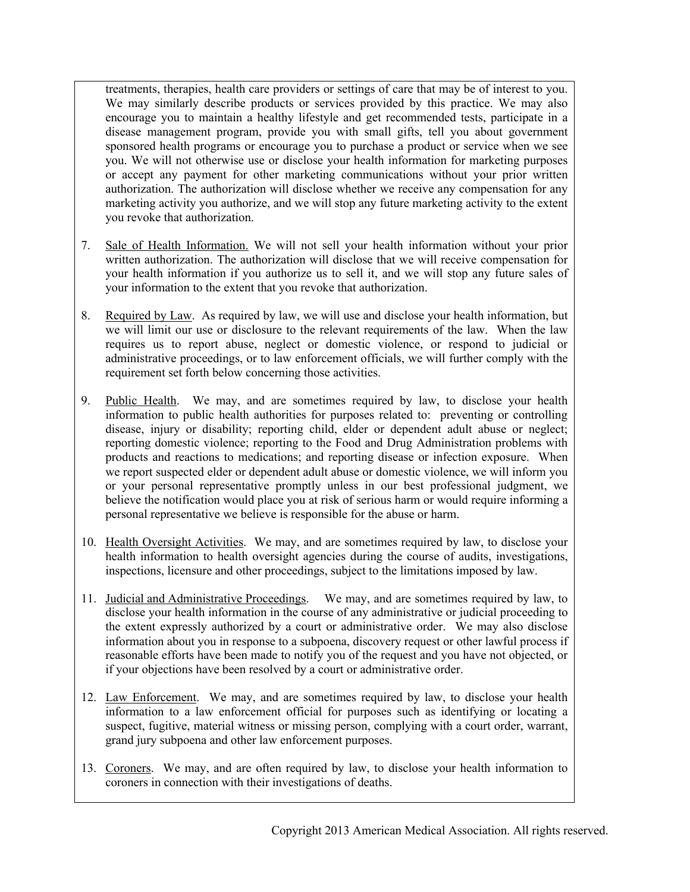treatments, therapies, health care providers or settings of care that may be of interest to you. We may similarly describe products or services provided by this practice. We may also encourage you to maintain a healthy lifestyle and get recommended tests, participate in a disease management program, provide you with small gifts, tell you about government sponsored health programs or encourage you to purchase a product or service when we see you. We will not otherwise use or disclose your health information for marketing purposes or accept any payment for other marketing communications without your prior written authorization. The authorization will disclose whether we receive any compensation for any marketing activity you authorize, and we will stop any future marketing activity to the extent you revoke that authorization.

7. Sale of Health Information. We will not sell your health information without your prior written authorization. The authorization will disclose that we will receive compensation for your health information if you authorize us to sell it, and we will stop any future sales of your information to the extent that you revoke that authorization.

8. Required by Law. As required by law, we will use and disclose your health information, but we will limit our use or disclosure to the relevant requirements of the law. When the law requires us to report abuse, neglect or domestic violence, or respond to judicial or administrative proceedings, or to law enforcement officials, we will further comply with the requirement set forth below concerning those activities.

9. Public Health. We may, and are sometimes required by law, to disclose your health information to public health authorities for purposes related to: preventing or controlling disease, injury or disability; reporting child, elder or dependent adult abuse or neglect; reporting domestic violence; reporting to the Food and Drug Administration problems with products and reactions to medications; and reporting disease or infection exposure. When we report suspected elder or dependent adult abuse or domestic violence, we will inform you or your personal representative promptly unless in our best professional judgment, we believe the notification would place you at risk of serious harm or would require informing a personal representative we believe is responsible for the abuse or harm.

10. Health Oversight Activities. We may, and are sometimes required by law, to disclose your health information to health oversight agencies during the course of audits, investigations, inspections, licensure and other proceedings, subject to the limitations imposed by law.

11. Judicial and Administrative Proceedings. We may, and are sometimes required by law, to disclose your health information in the course of any administrative or judicial proceeding to the extent expressly authorized by a court or administrative order. We may also disclose information about you in response to a subpoena, discovery request or other lawful process if reasonable efforts have been made to notify you of the request and you have not objected, or if your objections have been resolved by a court or administrative order.

12. Law Enforcement. We may, and are sometimes required by law, to disclose your health information to a law enforcement official for purposes such as identifying or locating a suspect, fugitive, material witness or missing person, complying with a court order, warrant, grand jury subpoena and other law enforcement purposes.

13. Coroners. We may, and are often required by law, to disclose your health information to coroners in connection with their investigations of deaths.

Copyright 2013 American Medical Association. All rights reserved.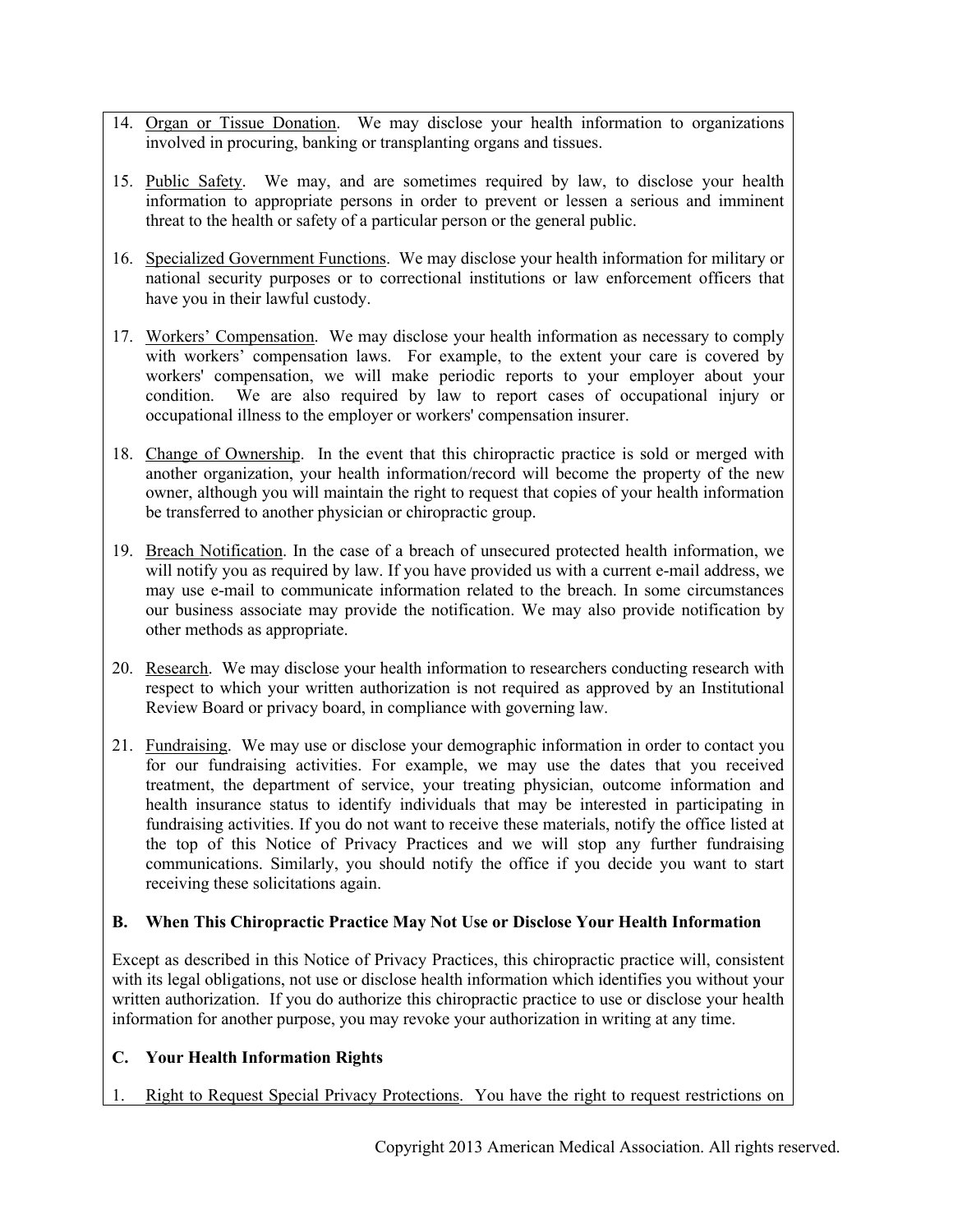14. Organ or Tissue Donation. We may disclose your health information to organizations involved in procuring, banking or transplanting organs and tissues.

15. Public Safety. We may, and are sometimes required by law, to disclose your health information to appropriate persons in order to prevent or lessen a serious and imminent threat to the health or safety of a particular person or the general public.

16. Specialized Government Functions. We may disclose your health information for military or national security purposes or to correctional institutions or law enforcement officers that have you in their lawful custody.

17. Workers' Compensation. We may disclose your health information as necessary to comply with workers' compensation laws. For example, to the extent your care is covered by workers' compensation, we will make periodic reports to your employer about your condition. We are also required by law to report cases of occupational injury or occupational illness to the employer or workers' compensation insurer.

18. Change of Ownership. In the event that this chiropractic practice is sold or merged with another organization, your health information/record will become the property of the new owner, although you will maintain the right to request that copies of your health information be transferred to another physician or chiropractic group.

19. Breach Notification. In the case of a breach of unsecured protected health information, we will notify you as required by law. If you have provided us with a current e-mail address, we may use e-mail to communicate information related to the breach. In some circumstances our business associate may provide the notification. We may also provide notification by other methods as appropriate.

20. Research. We may disclose your health information to researchers conducting research with respect to which your written authorization is not required as approved by an Institutional Review Board or privacy board, in compliance with governing law.

21. Fundraising. We may use or disclose your demographic information in order to contact you for our fundraising activities. For example, we may use the dates that you received treatment, the department of service, your treating physician, outcome information and health insurance status to identify individuals that may be interested in participating in fundraising activities. If you do not want to receive these materials, notify the office listed at the top of this Notice of Privacy Practices and we will stop any further fundraising communications. Similarly, you should notify the office if you decide you want to start receiving these solicitations again.

**B. When This Chiropractic Practice May Not Use or Disclose Your Health Information**

Except as described in this Notice of Privacy Practices, this chiropractic practice will, consistent with its legal obligations, not use or disclose health information which identifies you without your written authorization. If you do authorize this chiropractic practice to use or disclose your health information for another purpose, you may revoke your authorization in writing at any time.

**C. Your Health Information Rights**

1. Right to Request Special Privacy Protections. You have the right to request restrictions on

Copyright 2013 American Medical Association. All rights reserved.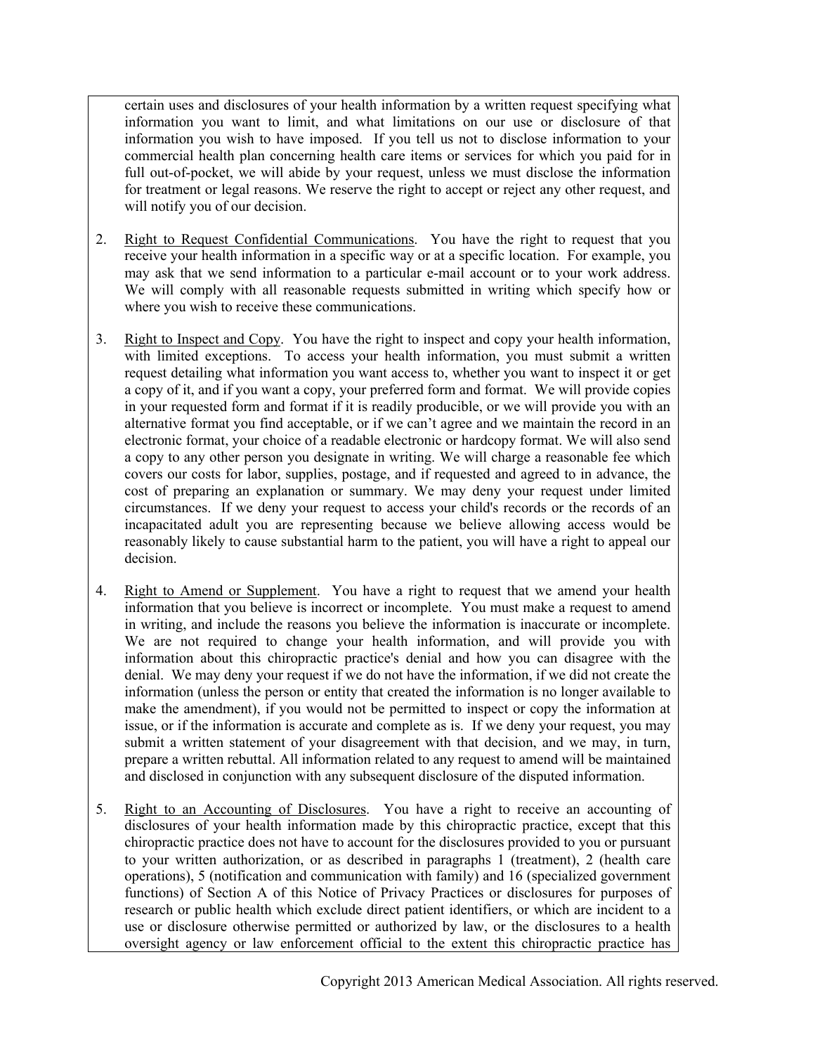certain uses and disclosures of your health information by a written request specifying what information you want to limit, and what limitations on our use or disclosure of that information you wish to have imposed. If you tell us not to disclose information to your commercial health plan concerning health care items or services for which you paid for in full out-of-pocket, we will abide by your request, unless we must disclose the information for treatment or legal reasons. We reserve the right to accept or reject any other request, and will notify you of our decision.

2. Right to Request Confidential Communications. You have the right to request that you receive your health information in a specific way or at a specific location. For example, you may ask that we send information to a particular e-mail account or to your work address. We will comply with all reasonable requests submitted in writing which specify how or where you wish to receive these communications.

3. Right to Inspect and Copy. You have the right to inspect and copy your health information, with limited exceptions. To access your health information, you must submit a written request detailing what information you want access to, whether you want to inspect it or get a copy of it, and if you want a copy, your preferred form and format. We will provide copies in your requested form and format if it is readily producible, or we will provide you with an alternative format you find acceptable, or if we can't agree and we maintain the record in an electronic format, your choice of a readable electronic or hardcopy format. We will also send a copy to any other person you designate in writing. We will charge a reasonable fee which covers our costs for labor, supplies, postage, and if requested and agreed to in advance, the cost of preparing an explanation or summary. We may deny your request under limited circumstances. If we deny your request to access your child's records or the records of an incapacitated adult you are representing because we believe allowing access would be reasonably likely to cause substantial harm to the patient, you will have a right to appeal our decision.

4. Right to Amend or Supplement. You have a right to request that we amend your health information that you believe is incorrect or incomplete. You must make a request to amend in writing, and include the reasons you believe the information is inaccurate or incomplete. We are not required to change your health information, and will provide you with information about this chiropractic practice's denial and how you can disagree with the denial. We may deny your request if we do not have the information, if we did not create the information (unless the person or entity that created the information is no longer available to make the amendment), if you would not be permitted to inspect or copy the information at issue, or if the information is accurate and complete as is. If we deny your request, you may submit a written statement of your disagreement with that decision, and we may, in turn, prepare a written rebuttal. All information related to any request to amend will be maintained and disclosed in conjunction with any subsequent disclosure of the disputed information.

5. Right to an Accounting of Disclosures. You have a right to receive an accounting of disclosures of your health information made by this chiropractic practice, except that this chiropractic practice does not have to account for the disclosures provided to you or pursuant to your written authorization, or as described in paragraphs 1 (treatment), 2 (health care operations), 5 (notification and communication with family) and 16 (specialized government functions) of Section A of this Notice of Privacy Practices or disclosures for purposes of research or public health which exclude direct patient identifiers, or which are incident to a use or disclosure otherwise permitted or authorized by law, or the disclosures to a health oversight agency or law enforcement official to the extent this chiropractic practice has

Copyright 2013 American Medical Association. All rights reserved.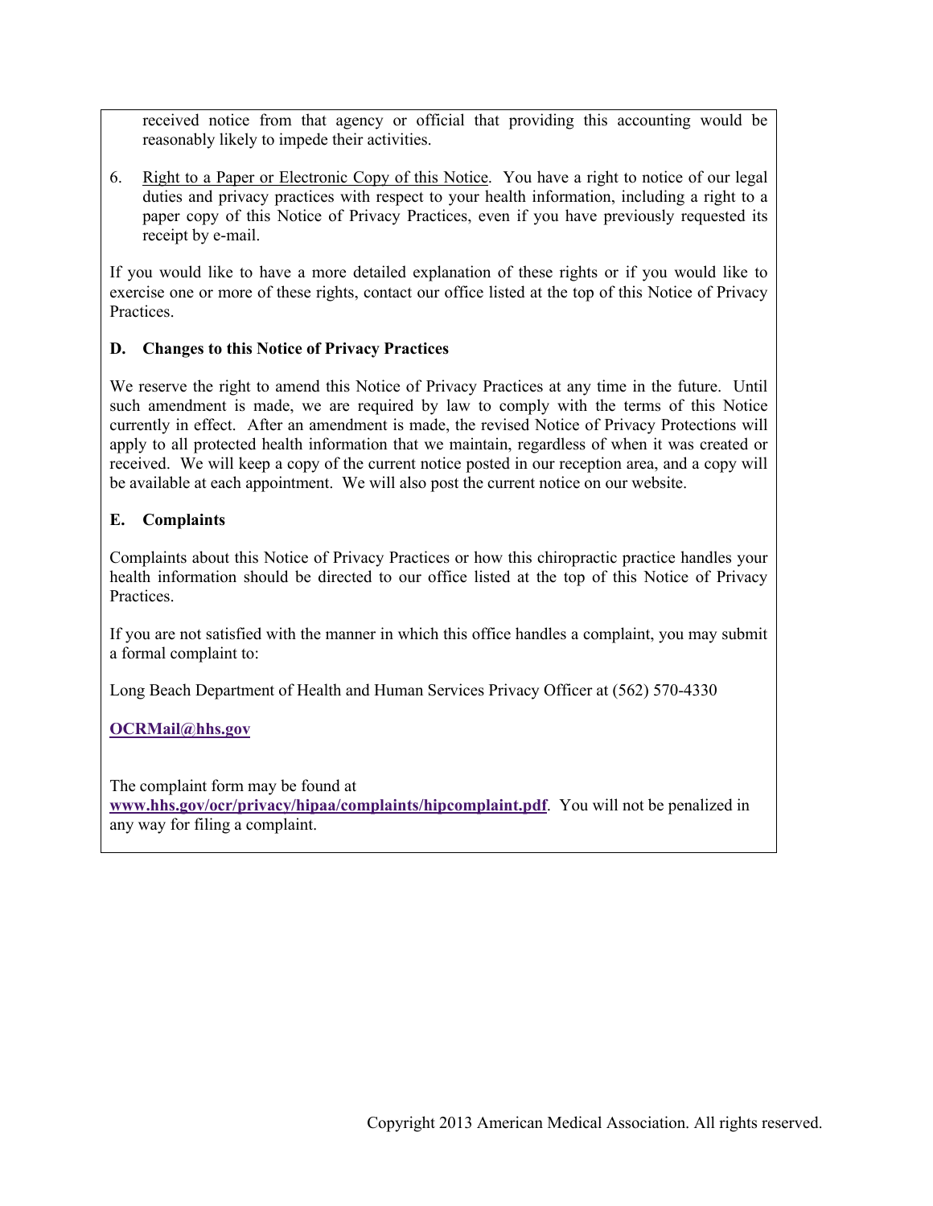received notice from that agency or official that providing this accounting would be reasonably likely to impede their activities.

6. Right to a Paper or Electronic Copy of this Notice. You have a right to notice of our legal duties and privacy practices with respect to your health information, including a right to a paper copy of this Notice of Privacy Practices, even if you have previously requested its receipt by e-mail.

If you would like to have a more detailed explanation of these rights or if you would like to exercise one or more of these rights, contact our office listed at the top of this Notice of Privacy Practices.

**D. Changes to this Notice of Privacy Practices**

We reserve the right to amend this Notice of Privacy Practices at any time in the future. Until such amendment is made, we are required by law to comply with the terms of this Notice currently in effect. After an amendment is made, the revised Notice of Privacy Protections will apply to all protected health information that we maintain, regardless of when it was created or received. We will keep a copy of the current notice posted in our reception area, and a copy will be available at each appointment. We will also post the current notice on our website.

**E. Complaints**

Complaints about this Notice of Privacy Practices or how this chiropractic practice handles your health information should be directed to our office listed at the top of this Notice of Privacy Practices.

If you are not satisfied with the manner in which this office handles a complaint, you may submit a formal complaint to:

Long Beach Department of Health and Human Services Privacy Officer at (562) 570-4330

**OCRMail@hhs.gov**

The complaint form may be found at **www.hhs.gov/ocr/privacy/hipaa/complaints/hipcomplaint.pdf**. You will not be penalized in any way for filing a complaint.

Copyright 2013 American Medical Association. All rights reserved.